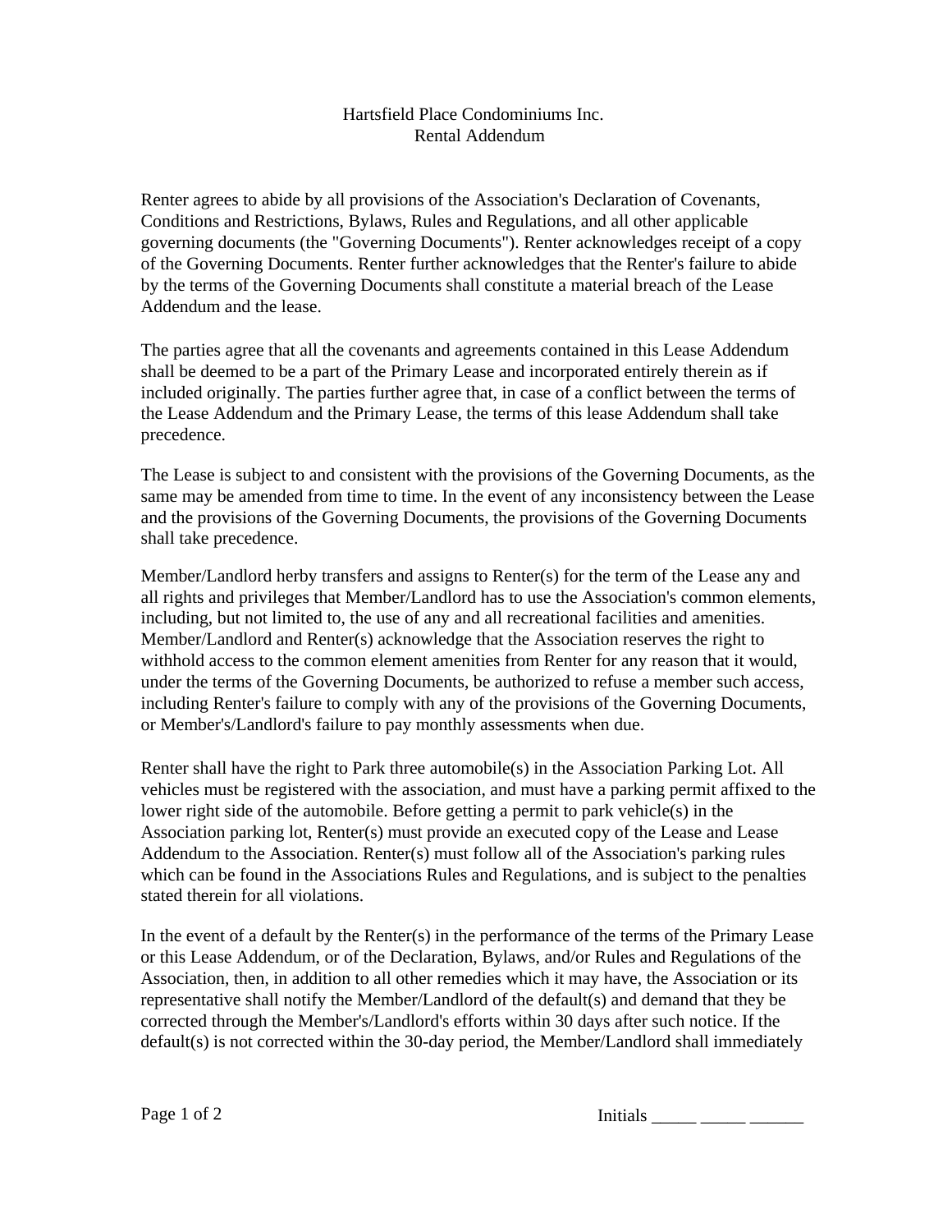# Hartsfield Place Condominiums Inc.
## Rental Addendum

Renter agrees to abide by all provisions of the Association's Declaration of Covenants, Conditions and Restrictions, Bylaws, Rules and Regulations, and all other applicable governing documents (the "Governing Documents"). Renter acknowledges receipt of a copy of the Governing Documents. Renter further acknowledges that the Renter's failure to abide by the terms of the Governing Documents shall constitute a material breach of the Lease Addendum and the lease.

The parties agree that all the covenants and agreements contained in this Lease Addendum shall be deemed to be a part of the Primary Lease and incorporated entirely therein as if included originally. The parties further agree that, in case of a conflict between the terms of the Lease Addendum and the Primary Lease, the terms of this lease Addendum shall take precedence.

The Lease is subject to and consistent with the provisions of the Governing Documents, as the same may be amended from time to time. In the event of any inconsistency between the Lease and the provisions of the Governing Documents, the provisions of the Governing Documents shall take precedence.

Member/Landlord herby transfers and assigns to Renter(s) for the term of the Lease any and all rights and privileges that Member/Landlord has to use the Association's common elements, including, but not limited to, the use of any and all recreational facilities and amenities. Member/Landlord and Renter(s) acknowledge that the Association reserves the right to withhold access to the common element amenities from Renter for any reason that it would, under the terms of the Governing Documents, be authorized to refuse a member such access, including Renter's failure to comply with any of the provisions of the Governing Documents, or Member's/Landlord's failure to pay monthly assessments when due.

Renter shall have the right to Park three automobile(s) in the Association Parking Lot. All vehicles must be registered with the association, and must have a parking permit affixed to the lower right side of the automobile. Before getting a permit to park vehicle(s) in the Association parking lot, Renter(s) must provide an executed copy of the Lease and Lease Addendum to the Association. Renter(s) must follow all of the Association's parking rules which can be found in the Associations Rules and Regulations, and is subject to the penalties stated therein for all violations.

In the event of a default by the Renter(s) in the performance of the terms of the Primary Lease or this Lease Addendum, or of the Declaration, Bylaws, and/or Rules and Regulations of the Association, then, in addition to all other remedies which it may have, the Association or its representative shall notify the Member/Landlord of the default(s) and demand that they be corrected through the Member's/Landlord's efforts within 30 days after such notice. If the default(s) is not corrected within the 30-day period, the Member/Landlord shall immediately

Initials _____ _____ ______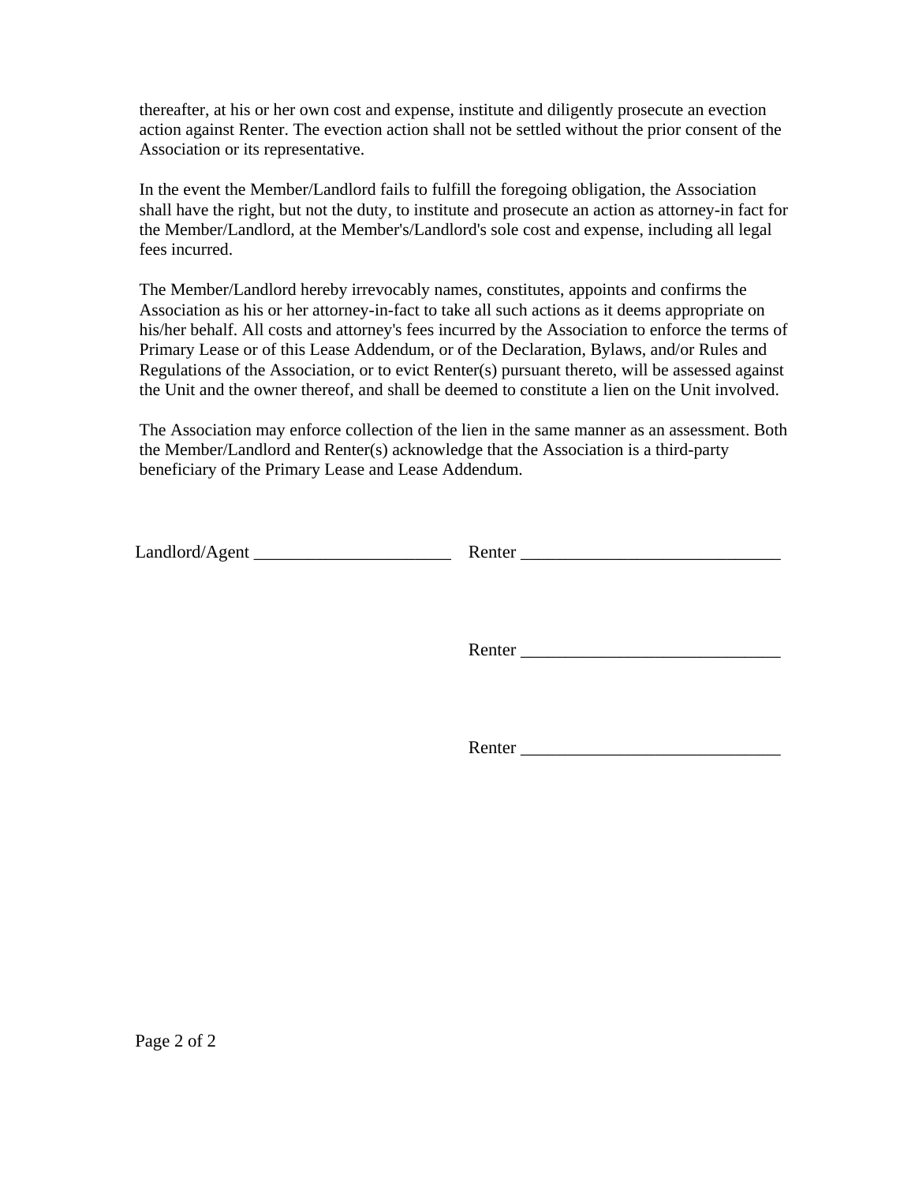thereafter, at his or her own cost and expense, institute and diligently prosecute an evection action against Renter. The evection action shall not be settled without the prior consent of the Association or its representative.

In the event the Member/Landlord fails to fulfill the foregoing obligation, the Association shall have the right, but not the duty, to institute and prosecute an action as attorney-in fact for the Member/Landlord, at the Member's/Landlord's sole cost and expense, including all legal fees incurred.

The Member/Landlord hereby irrevocably names, constitutes, appoints and confirms the Association as his or her attorney-in-fact to take all such actions as it deems appropriate on his/her behalf. All costs and attorney's fees incurred by the Association to enforce the terms of Primary Lease or of this Lease Addendum, or of the Declaration, Bylaws, and/or Rules and Regulations of the Association, or to evict Renter(s) pursuant thereto, will be assessed against the Unit and the owner thereof, and shall be deemed to constitute a lien on the Unit involved.

The Association may enforce collection of the lien in the same manner as an assessment. Both the Member/Landlord and Renter(s) acknowledge that the Association is a third-party beneficiary of the Primary Lease and Lease Addendum.

Landlord/Agent ______________________ Renter _____________________________

Renter _____________________________

Renter _____________________________